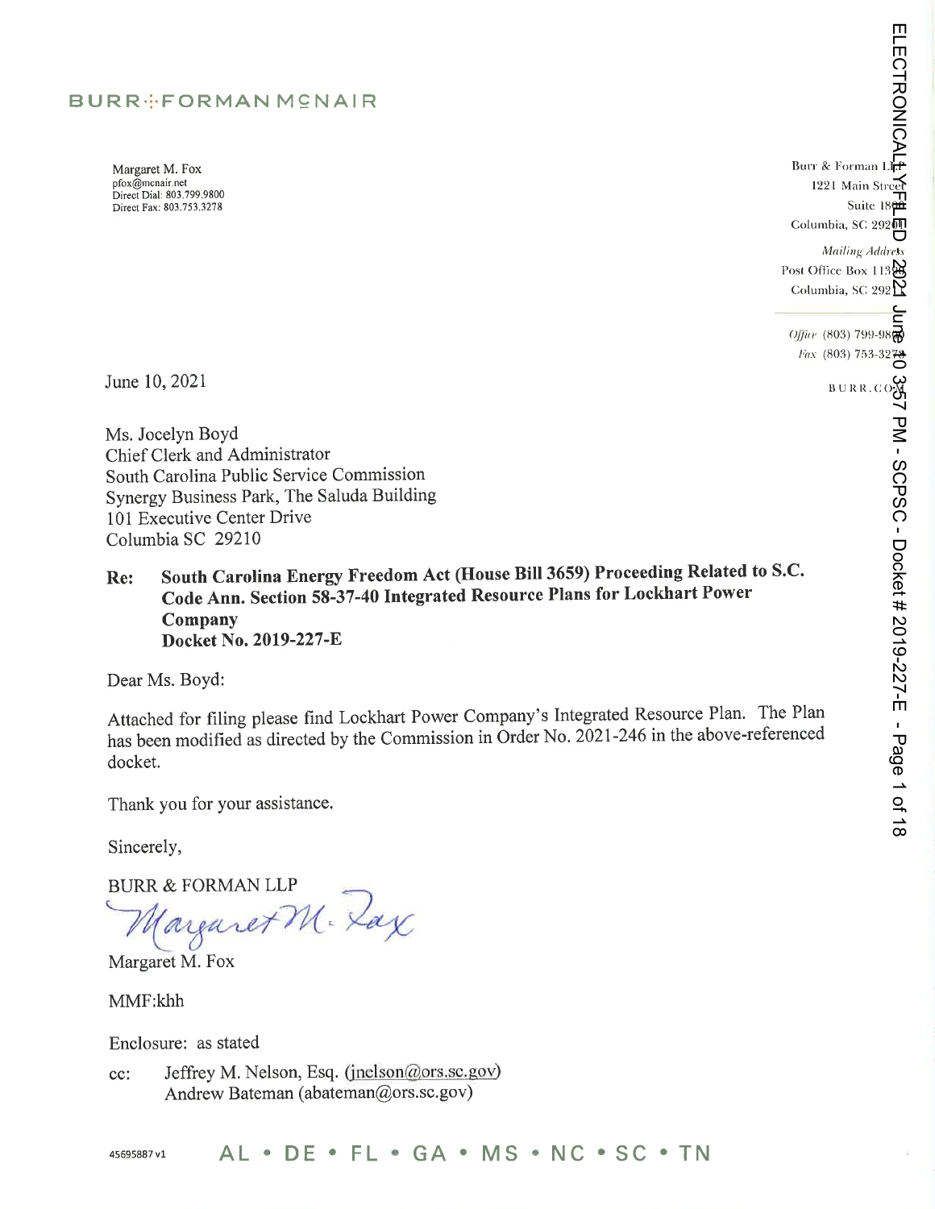BURR FORMAN MCNAIR

Margaret M. Fox
pfox@mcnair.net
Direct Dial: 803.799.9800
Direct Fax: 803.753.3278

Burr & Forman LLP
1221 Main Street
Suite 1800
Columbia, SC 29201

*Mailing Address*
Post Office Box 11390
Columbia, SC 29211

*Office* (803) 799-9800
*Fax* (803) 753-3278

BURR.COM

June 10, 2021

Ms. Jocelyn Boyd
Chief Clerk and Administrator
South Carolina Public Service Commission
Synergy Business Park, The Saluda Building
101 Executive Center Drive
Columbia SC 29210

**Re: South Carolina Energy Freedom Act (House Bill 3659) Proceeding Related to S.C. Code Ann. Section 58-37-40 Integrated Resource Plans for Lockhart Power Company**
**Docket No. 2019-227-E**

Dear Ms. Boyd:

Attached for filing please find Lockhart Power Company's Integrated Resource Plan. The Plan has been modified as directed by the Commission in Order No. 2021-246 in the above-referenced docket.

Thank you for your assistance.

Sincerely,

BURR & FORMAN LLP

Margaret M. Fox

MMF:khh

Enclosure: as stated

cc: Jeffrey M. Nelson, Esq. (jnelson@ors.sc.gov)
Andrew Bateman (abateman@ors.sc.gov)

45695887 v1

AL • DE • FL • GA • MS • NC • SC • TN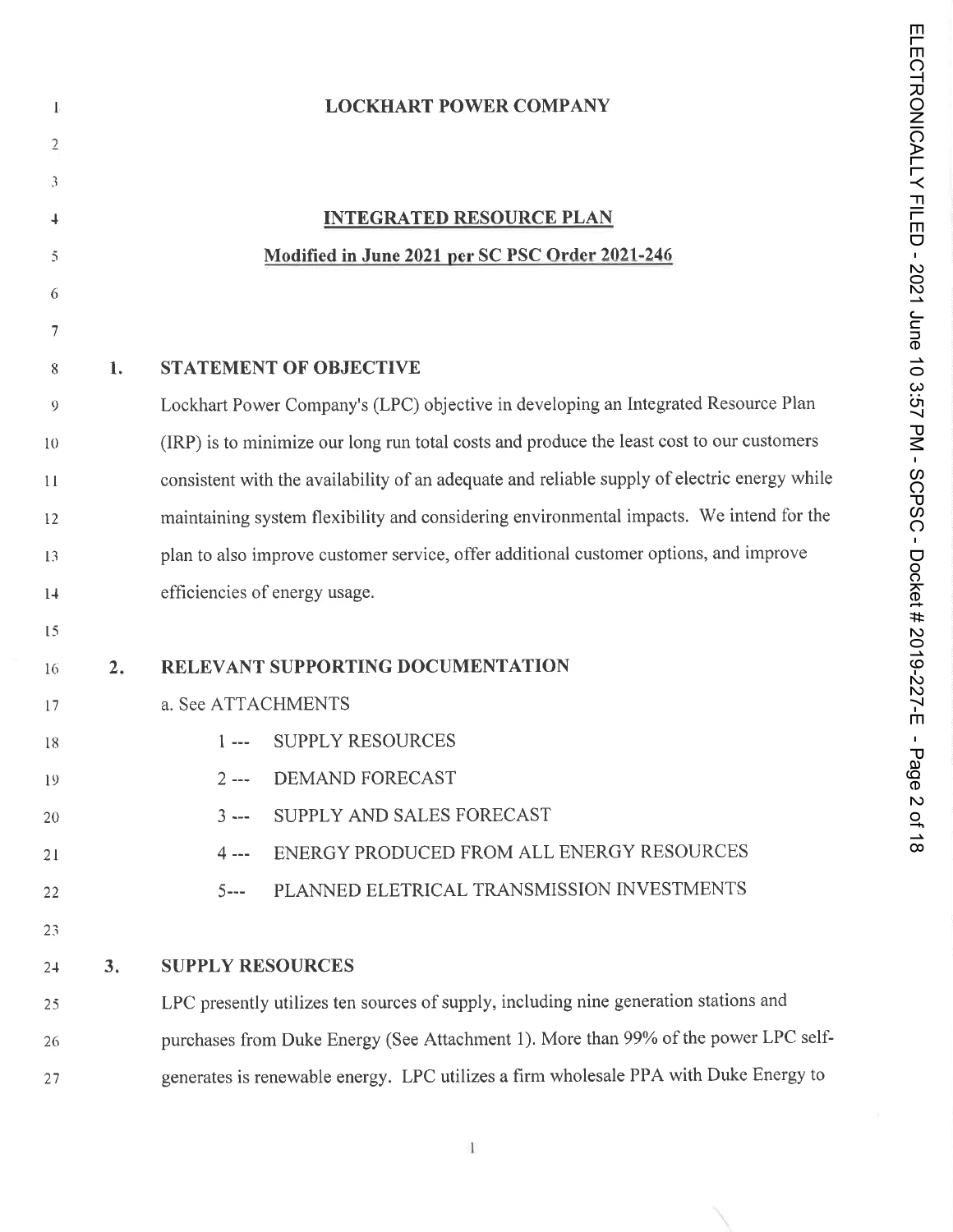# LOCKHART POWER COMPANY

## INTEGRATED RESOURCE PLAN

**Modified in June 2021 per SC PSC Order 2021-246**

## 1. STATEMENT OF OBJECTIVE

Lockhart Power Company's (LPC) objective in developing an Integrated Resource Plan (IRP) is to minimize our long run total costs and produce the least cost to our customers consistent with the availability of an adequate and reliable supply of electric energy while maintaining system flexibility and considering environmental impacts. We intend for the plan to also improve customer service, offer additional customer options, and improve efficiencies of energy usage.

## 2. RELEVANT SUPPORTING DOCUMENTATION

a. See ATTACHMENTS

- 1 --- SUPPLY RESOURCES
- 2 --- DEMAND FORECAST
- 3 --- SUPPLY AND SALES FORECAST
- 4 --- ENERGY PRODUCED FROM ALL ENERGY RESOURCES
- 5--- PLANNED ELETRICAL TRANSMISSION INVESTMENTS

## 3. SUPPLY RESOURCES

LPC presently utilizes ten sources of supply, including nine generation stations and purchases from Duke Energy (See Attachment 1). More than 99% of the power LPC self-generates is renewable energy. LPC utilizes a firm wholesale PPA with Duke Energy to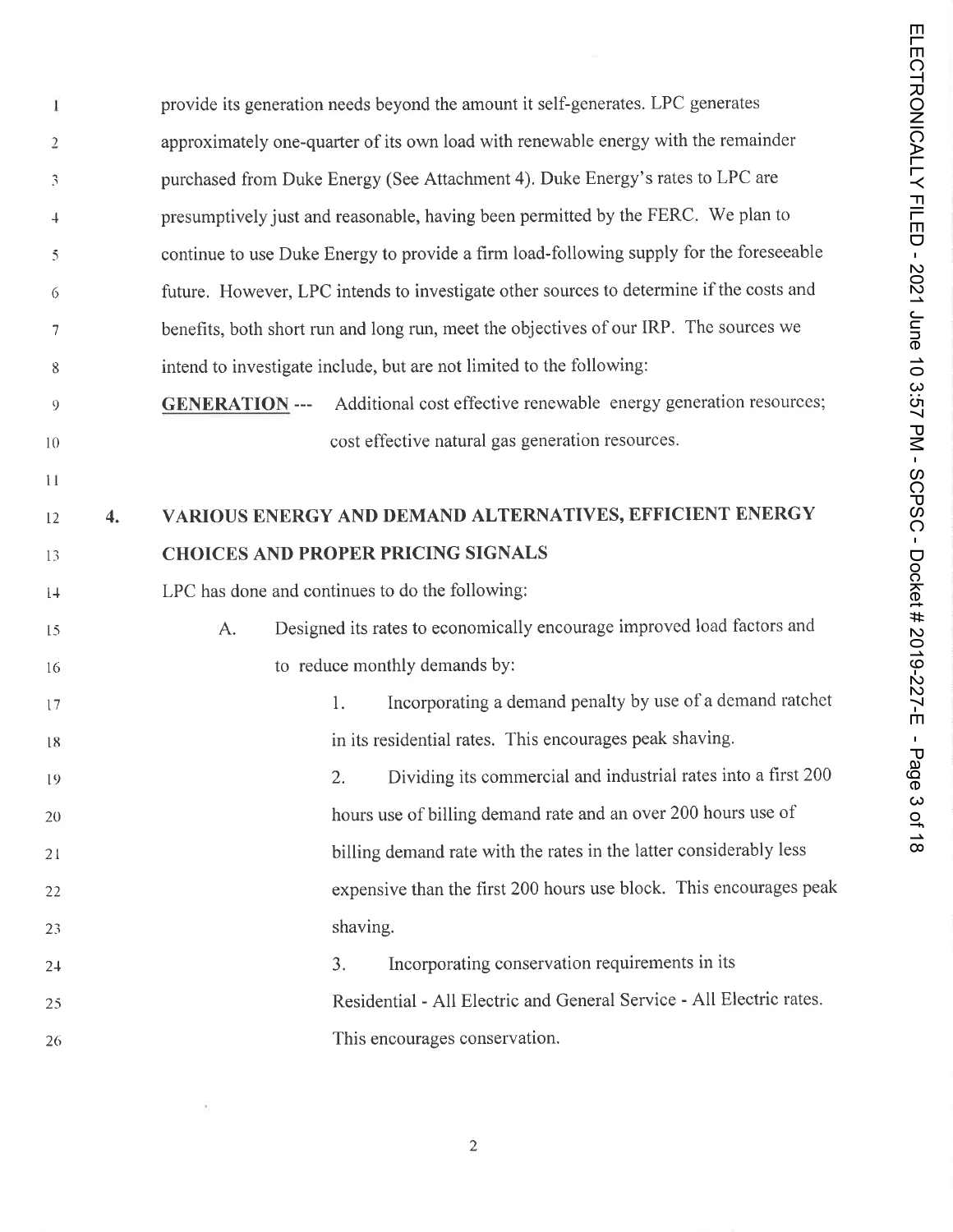provide its generation needs beyond the amount it self-generates. LPC generates approximately one-quarter of its own load with renewable energy with the remainder purchased from Duke Energy (See Attachment 4). Duke Energy's rates to LPC are presumptively just and reasonable, having been permitted by the FERC. We plan to continue to use Duke Energy to provide a firm load-following supply for the foreseeable future. However, LPC intends to investigate other sources to determine if the costs and benefits, both short run and long run, meet the objectives of our IRP. The sources we intend to investigate include, but are not limited to the following:

**GENERATION** --- Additional cost effective renewable energy generation resources; cost effective natural gas generation resources.

## 4. VARIOUS ENERGY AND DEMAND ALTERNATIVES, EFFICIENT ENERGY CHOICES AND PROPER PRICING SIGNALS

LPC has done and continues to do the following:

A. Designed its rates to economically encourage improved load factors and to reduce monthly demands by:

1. Incorporating a demand penalty by use of a demand ratchet in its residential rates. This encourages peak shaving.
2. Dividing its commercial and industrial rates into a first 200 hours use of billing demand rate and an over 200 hours use of billing demand rate with the rates in the latter considerably less expensive than the first 200 hours use block. This encourages peak shaving.
3. Incorporating conservation requirements in its Residential - All Electric and General Service - All Electric rates. This encourages conservation.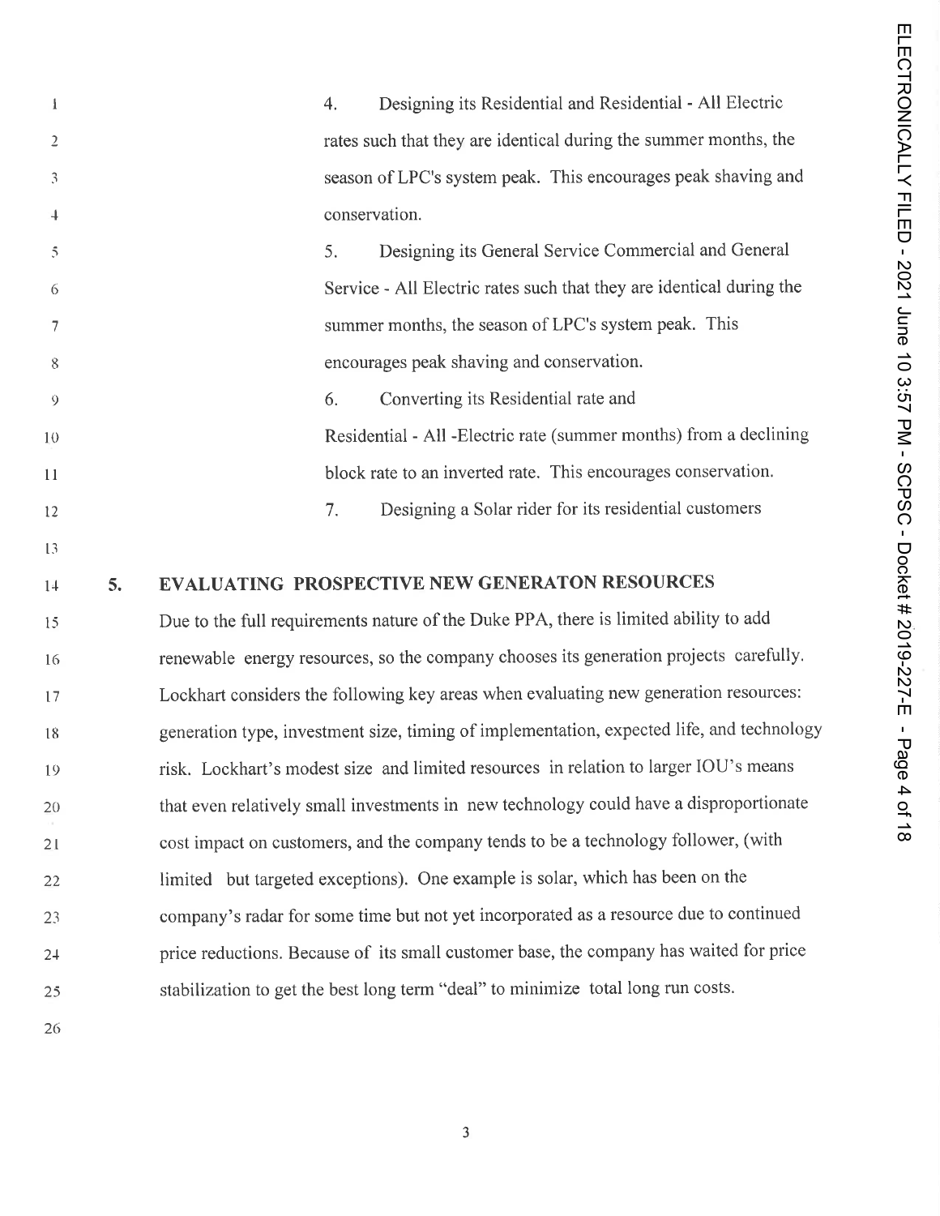4. Designing its Residential and Residential - All Electric rates such that they are identical during the summer months, the season of LPC's system peak. This encourages peak shaving and conservation.

5. Designing its General Service Commercial and General Service - All Electric rates such that they are identical during the summer months, the season of LPC's system peak. This encourages peak shaving and conservation.

6. Converting its Residential rate and Residential - All -Electric rate (summer months) from a declining block rate to an inverted rate. This encourages conservation.

7. Designing a Solar rider for its residential customers

## 5. EVALUATING PROSPECTIVE NEW GENERATON RESOURCES

Due to the full requirements nature of the Duke PPA, there is limited ability to add renewable energy resources, so the company chooses its generation projects carefully. Lockhart considers the following key areas when evaluating new generation resources: generation type, investment size, timing of implementation, expected life, and technology risk. Lockhart's modest size and limited resources in relation to larger IOU's means that even relatively small investments in new technology could have a disproportionate cost impact on customers, and the company tends to be a technology follower, (with limited but targeted exceptions). One example is solar, which has been on the company's radar for some time but not yet incorporated as a resource due to continued price reductions. Because of its small customer base, the company has waited for price stabilization to get the best long term "deal" to minimize total long run costs.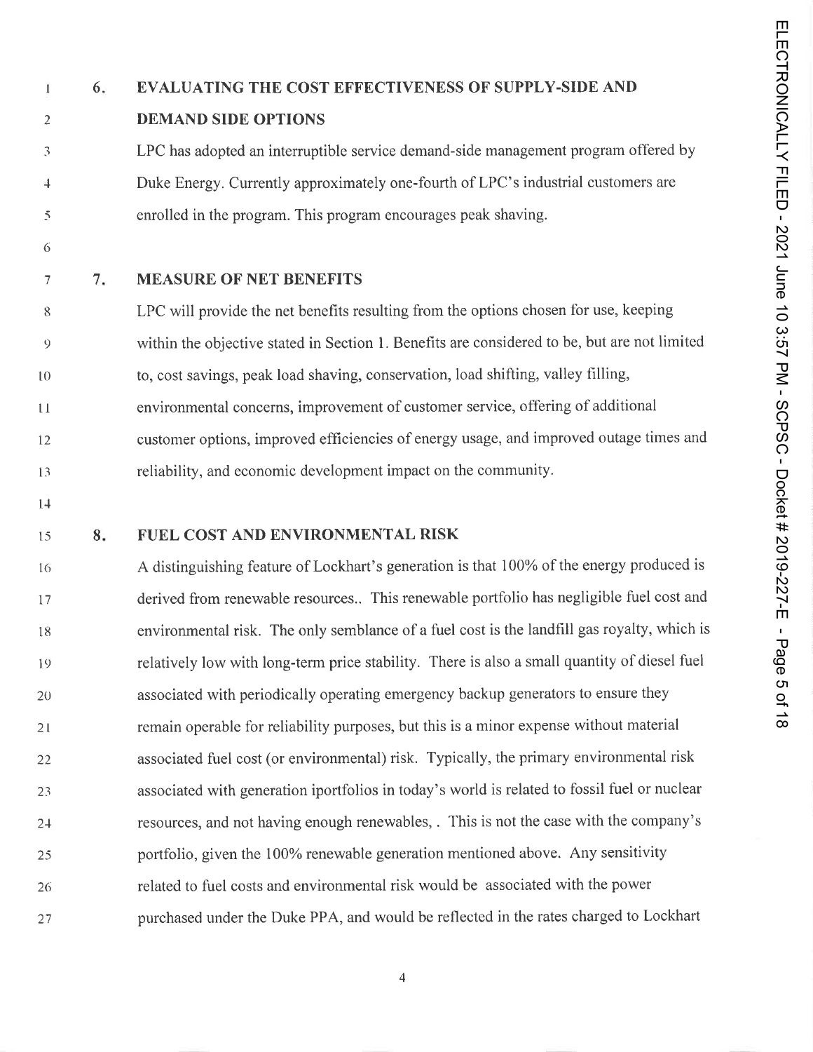## 6. EVALUATING THE COST EFFECTIVENESS OF SUPPLY-SIDE AND DEMAND SIDE OPTIONS

LPC has adopted an interruptible service demand-side management program offered by Duke Energy. Currently approximately one-fourth of LPC's industrial customers are enrolled in the program. This program encourages peak shaving.

## 7. MEASURE OF NET BENEFITS

LPC will provide the net benefits resulting from the options chosen for use, keeping within the objective stated in Section 1. Benefits are considered to be, but are not limited to, cost savings, peak load shaving, conservation, load shifting, valley filling, environmental concerns, improvement of customer service, offering of additional customer options, improved efficiencies of energy usage, and improved outage times and reliability, and economic development impact on the community.

## 8. FUEL COST AND ENVIRONMENTAL RISK

A distinguishing feature of Lockhart's generation is that 100% of the energy produced is derived from renewable resources.. This renewable portfolio has negligible fuel cost and environmental risk. The only semblance of a fuel cost is the landfill gas royalty, which is relatively low with long-term price stability. There is also a small quantity of diesel fuel associated with periodically operating emergency backup generators to ensure they remain operable for reliability purposes, but this is a minor expense without material associated fuel cost (or environmental) risk. Typically, the primary environmental risk associated with generation ipортfolios in today's world is related to fossil fuel or nuclear resources, and not having enough renewables, . This is not the case with the company's portfolio, given the 100% renewable generation mentioned above. Any sensitivity related to fuel costs and environmental risk would be associated with the power purchased under the Duke PPA, and would be reflected in the rates charged to Lockhart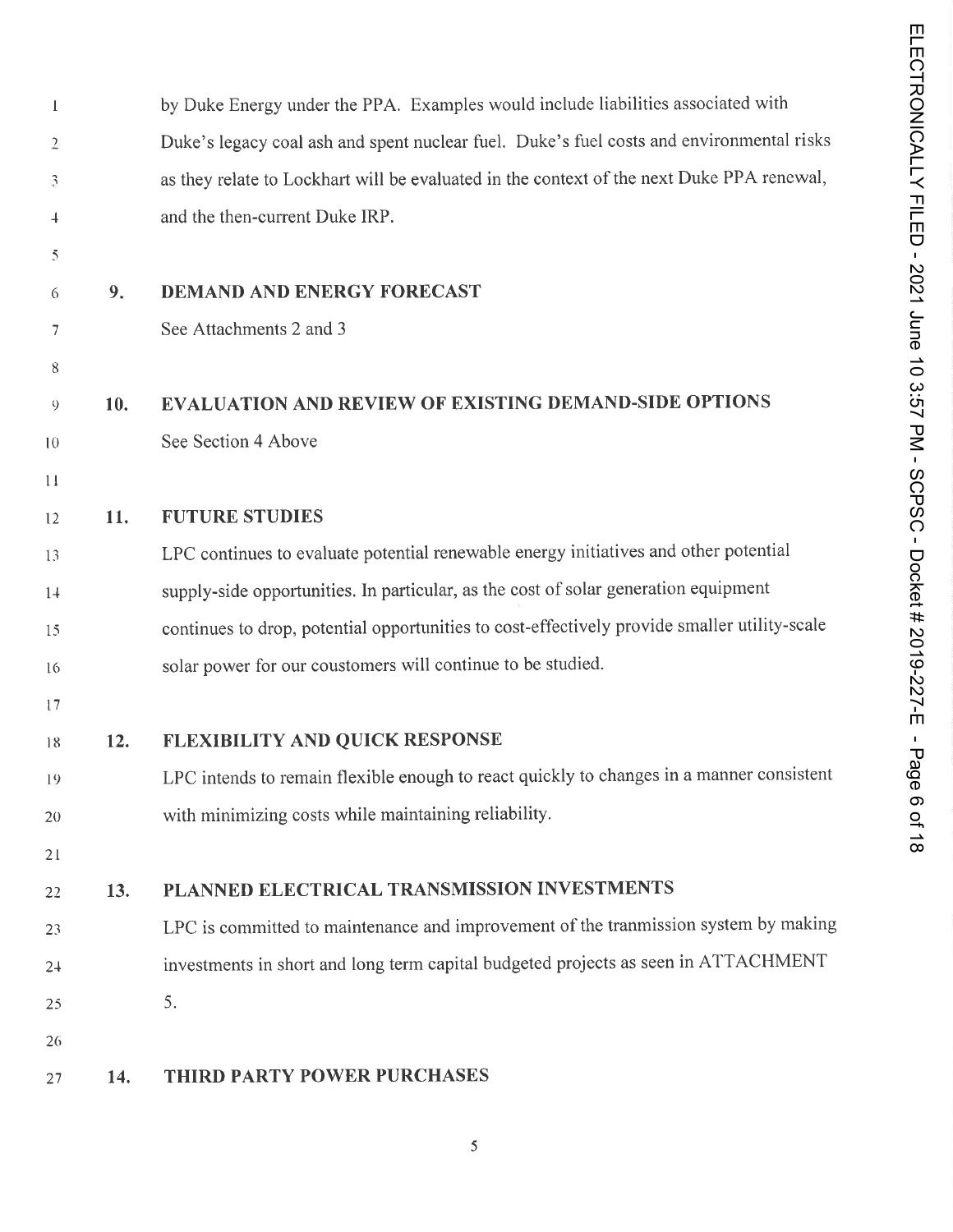by Duke Energy under the PPA. Examples would include liabilities associated with Duke's legacy coal ash and spent nuclear fuel. Duke's fuel costs and environmental risks as they relate to Lockhart will be evaluated in the context of the next Duke PPA renewal, and the then-current Duke IRP.

## 9. DEMAND AND ENERGY FORECAST

See Attachments 2 and 3

## 10. EVALUATION AND REVIEW OF EXISTING DEMAND-SIDE OPTIONS

See Section 4 Above

## 11. FUTURE STUDIES

LPC continues to evaluate potential renewable energy initiatives and other potential supply-side opportunities. In particular, as the cost of solar generation equipment continues to drop, potential opportunities to cost-effectively provide smaller utility-scale solar power for our coustomers will continue to be studied.

## 12. FLEXIBILITY AND QUICK RESPONSE

LPC intends to remain flexible enough to react quickly to changes in a manner consistent with minimizing costs while maintaining reliability.

## 13. PLANNED ELECTRICAL TRANSMISSION INVESTMENTS

LPC is committed to maintenance and improvement of the tranmission system by making investments in short and long term capital budgeted projects as seen in ATTACHMENT 5.

## 14. THIRD PARTY POWER PURCHASES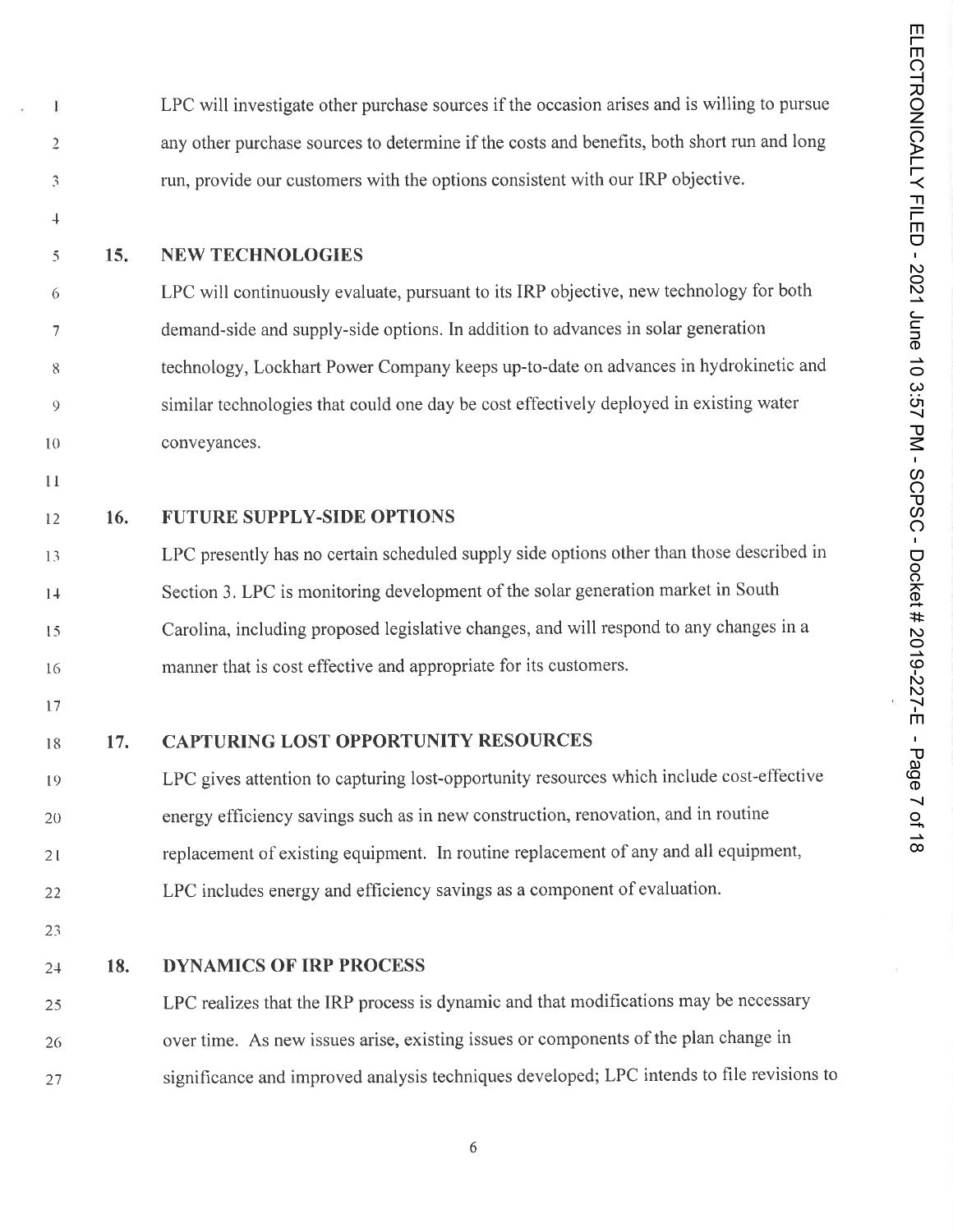LPC will investigate other purchase sources if the occasion arises and is willing to pursue any other purchase sources to determine if the costs and benefits, both short run and long run, provide our customers with the options consistent with our IRP objective.

## 15. NEW TECHNOLOGIES

LPC will continuously evaluate, pursuant to its IRP objective, new technology for both demand-side and supply-side options. In addition to advances in solar generation technology, Lockhart Power Company keeps up-to-date on advances in hydrokinetic and similar technologies that could one day be cost effectively deployed in existing water conveyances.

## 16. FUTURE SUPPLY-SIDE OPTIONS

LPC presently has no certain scheduled supply side options other than those described in Section 3. LPC is monitoring development of the solar generation market in South Carolina, including proposed legislative changes, and will respond to any changes in a manner that is cost effective and appropriate for its customers.

## 17. CAPTURING LOST OPPORTUNITY RESOURCES

LPC gives attention to capturing lost-opportunity resources which include cost-effective energy efficiency savings such as in new construction, renovation, and in routine replacement of existing equipment. In routine replacement of any and all equipment, LPC includes energy and efficiency savings as a component of evaluation.

## 18. DYNAMICS OF IRP PROCESS

LPC realizes that the IRP process is dynamic and that modifications may be necessary over time. As new issues arise, existing issues or components of the plan change in significance and improved analysis techniques developed; LPC intends to file revisions to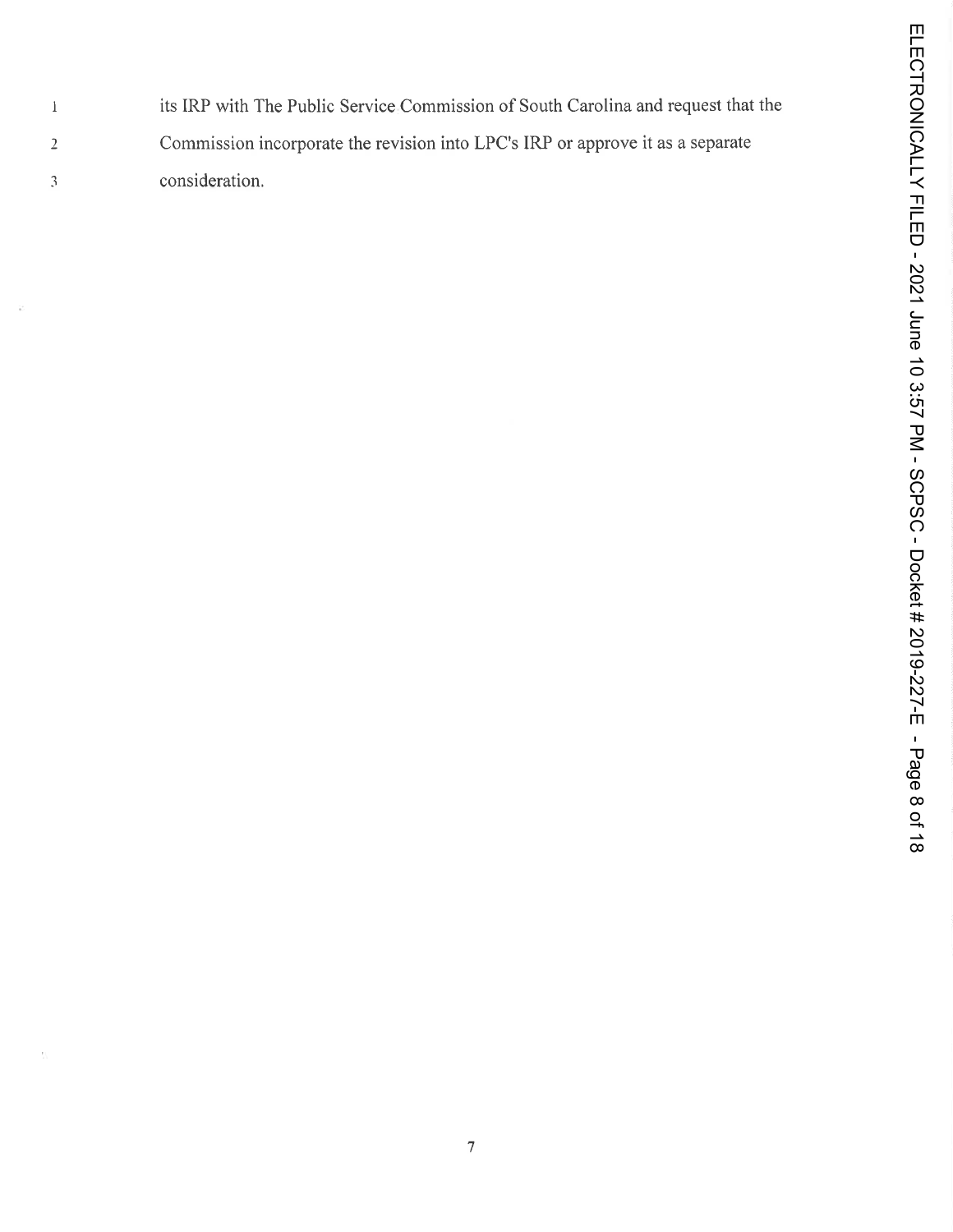its IRP with The Public Service Commission of South Carolina and request that the Commission incorporate the revision into LPC's IRP or approve it as a separate consideration.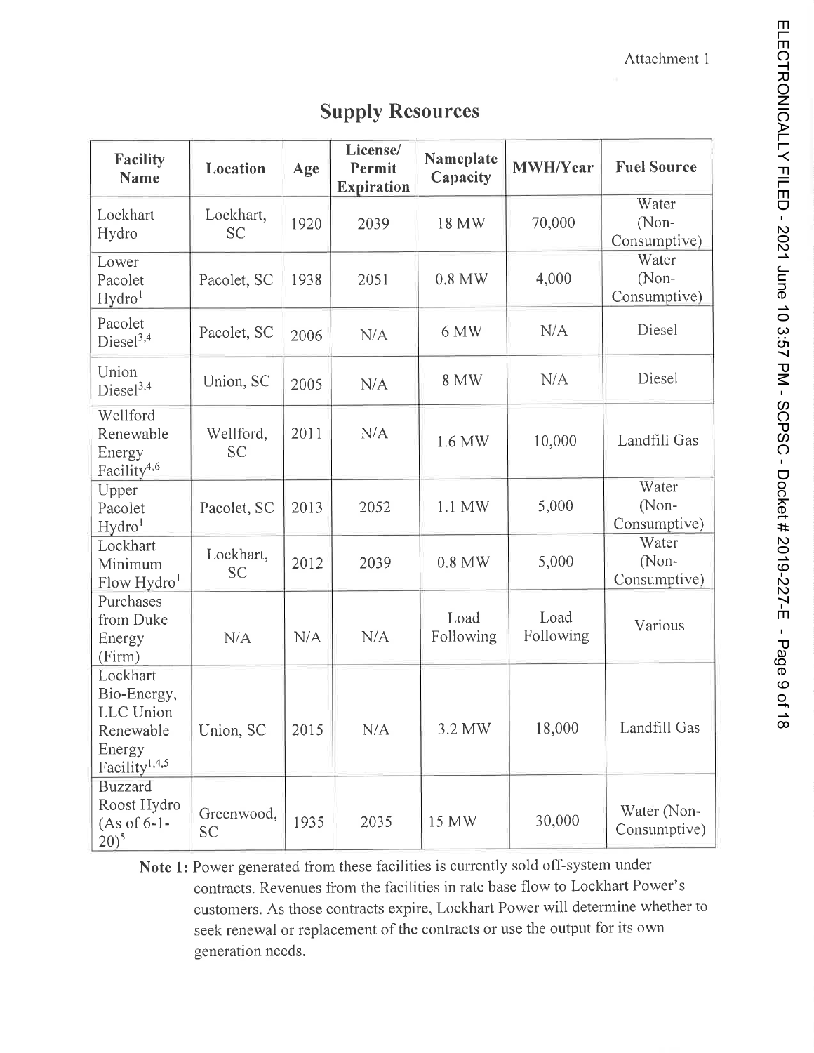Attachment 1

# Supply Resources

| Facility Name | Location | Age | License/ Permit Expiration | Nameplate Capacity | MWH/Year | Fuel Source |
|---|---|---|---|---|---|---|
| Lockhart Hydro | Lockhart, SC | 1920 | 2039 | 18 MW | 70,000 | Water (Non-Consumptive) |
| Lower Pacolet Hydro[1] | Pacolet, SC | 1938 | 2051 | 0.8 MW | 4,000 | Water (Non-Consumptive) |
| Pacolet Diesel[3,4] | Pacolet, SC | 2006 | N/A | 6 MW | N/A | Diesel |
| Union Diesel[3,4] | Union, SC | 2005 | N/A | 8 MW | N/A | Diesel |
| Wellford Renewable Energy Facility[4,6] | Wellford, SC | 2011 | N/A | 1.6 MW | 10,000 | Landfill Gas |
| Upper Pacolet Hydro[1] | Pacolet, SC | 2013 | 2052 | 1.1 MW | 5,000 | Water (Non-Consumptive) |
| Lockhart Minimum Flow Hydro[1] | Lockhart, SC | 2012 | 2039 | 0.8 MW | 5,000 | Water (Non-Consumptive) |
| Purchases from Duke Energy (Firm) | N/A | N/A | N/A | Load Following | Load Following | Various |
| Lockhart Bio-Energy, LLC Union Renewable Energy Facility[1,4,5] | Union, SC | 2015 | N/A | 3.2 MW | 18,000 | Landfill Gas |
| Buzzard Roost Hydro (As of 6-1-20)[5] | Greenwood, SC | 1935 | 2035 | 15 MW | 30,000 | Water (Non-Consumptive) |

**Note 1:** Power generated from these facilities is currently sold off-system under contracts. Revenues from the facilities in rate base flow to Lockhart Power's customers. As those contracts expire, Lockhart Power will determine whether to seek renewal or replacement of the contracts or use the output for its own generation needs.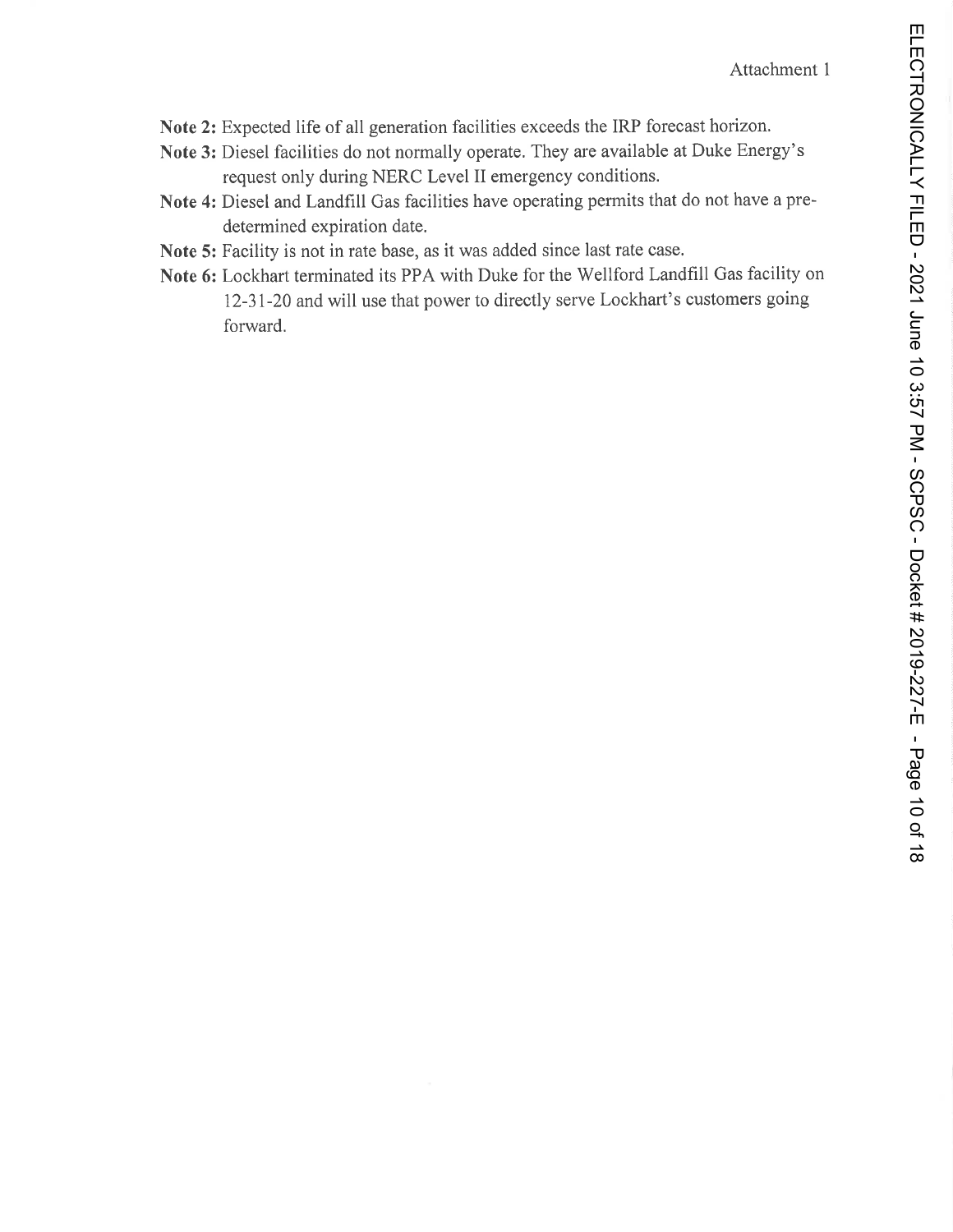Attachment 1

**Note 2:** Expected life of all generation facilities exceeds the IRP forecast horizon.

**Note 3:** Diesel facilities do not normally operate. They are available at Duke Energy's request only during NERC Level II emergency conditions.

**Note 4:** Diesel and Landfill Gas facilities have operating permits that do not have a pre-determined expiration date.

**Note 5:** Facility is not in rate base, as it was added since last rate case.

**Note 6:** Lockhart terminated its PPA with Duke for the Wellford Landfill Gas facility on 12-31-20 and will use that power to directly serve Lockhart's customers going forward.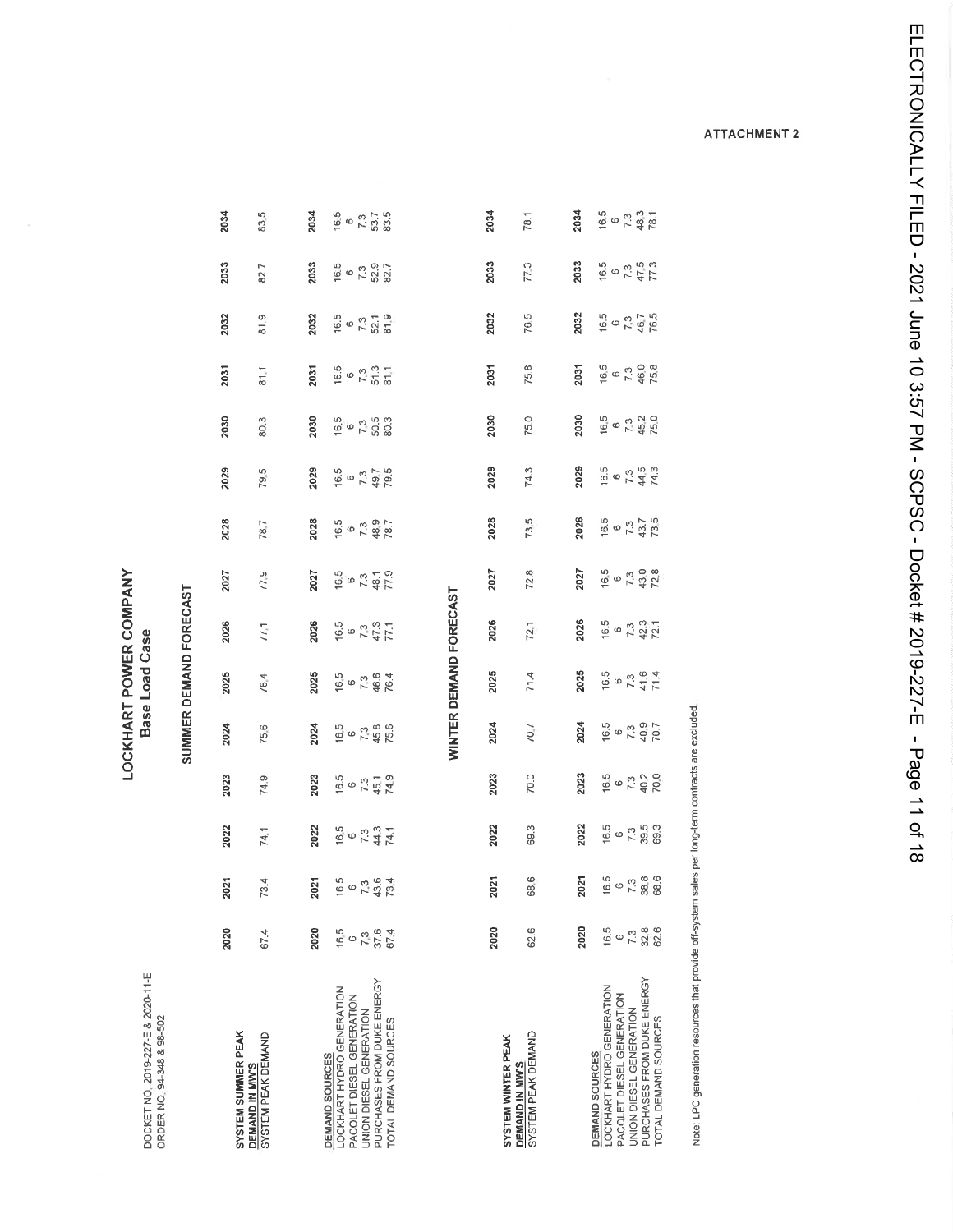DOCKET NO. 2019-227-E & 2020-11-E
ORDER NO. 94-348 & 98-502

ATTACHMENT 2

# LOCKHART POWER COMPANY
## Base Load Case

### SUMMER DEMAND FORECAST

| SYSTEM SUMMER PEAK DEMAND IN MW'S | 2020 | 2021 | 2022 | 2023 | 2024 | 2025 | 2026 | 2027 | 2028 | 2029 | 2030 | 2031 | 2032 | 2033 | 2034 |
|---|---|---|---|---|---|---|---|---|---|---|---|---|---|---|---|
| SYSTEM PEAK DEMAND | 67.4 | 73.4 | 74.1 | 74.9 | 75.6 | 76.4 | 77.1 | 77.9 | 78.7 | 79.5 | 80.3 | 81.1 | 81.9 | 82.7 | 83.5 |

| DEMAND SOURCES | 2020 | 2021 | 2022 | 2023 | 2024 | 2025 | 2026 | 2027 | 2028 | 2029 | 2030 | 2031 | 2032 | 2033 | 2034 |
|---|---|---|---|---|---|---|---|---|---|---|---|---|---|---|---|
| LOCKHART HYDRO GENERATION | 16.5 | 16.5 | 16.5 | 16.5 | 16.5 | 16.5 | 16.5 | 16.5 | 16.5 | 16.5 | 16.5 | 16.5 | 16.5 | 16.5 | 16.5 |
| PACOLET DIESEL GENERATION | 6 | 6 | 6 | 6 | 6 | 6 | 6 | 6 | 6 | 6 | 6 | 6 | 6 | 6 | 6 |
| UNION DIESEL GENERATION | 7.3 | 7.3 | 7.3 | 7.3 | 7.3 | 7.3 | 7.3 | 7.3 | 7.3 | 7.3 | 7.3 | 7.3 | 7.3 | 7.3 | 7.3 |
| PURCHASES FROM DUKE ENERGY | 37.6 | 43.6 | 44.3 | 45.1 | 45.8 | 46.6 | 47.3 | 48.1 | 48.9 | 49.7 | 50.5 | 51.3 | 52.1 | 52.9 | 53.7 |
| TOTAL DEMAND SOURCES | 67.4 | 73.4 | 74.1 | 74.9 | 75.6 | 76.4 | 77.1 | 77.9 | 78.7 | 79.5 | 80.3 | 81.1 | 81.9 | 82.7 | 83.5 |

### WINTER DEMAND FORECAST

| SYSTEM WINTER PEAK DEMAND IN MW'S | 2020 | 2021 | 2022 | 2023 | 2024 | 2025 | 2026 | 2027 | 2028 | 2029 | 2030 | 2031 | 2032 | 2033 | 2034 |
|---|---|---|---|---|---|---|---|---|---|---|---|---|---|---|---|
| SYSTEM PEAK DEMAND | 62.6 | 68.6 | 69.3 | 70.0 | 70.7 | 71.4 | 72.1 | 72.8 | 73.5 | 74.3 | 75.0 | 75.8 | 76.5 | 77.3 | 78.1 |

| DEMAND SOURCES | 2020 | 2021 | 2022 | 2023 | 2024 | 2025 | 2026 | 2027 | 2028 | 2029 | 2030 | 2031 | 2032 | 2033 | 2034 |
|---|---|---|---|---|---|---|---|---|---|---|---|---|---|---|---|
| LOCKHART HYDRO GENERATION | 16.5 | 16.5 | 16.5 | 16.5 | 16.5 | 16.5 | 16.5 | 16.5 | 16.5 | 16.5 | 16.5 | 16.5 | 16.5 | 16.5 | 16.5 |
| PACOLET DIESEL GENERATION | 6 | 6 | 6 | 6 | 6 | 6 | 6 | 6 | 6 | 6 | 6 | 6 | 6 | 6 | 6 |
| UNION DIESEL GENERATION | 7.3 | 7.3 | 7.3 | 7.3 | 7.3 | 7.3 | 7.3 | 7.3 | 7.3 | 7.3 | 7.3 | 7.3 | 7.3 | 7.3 | 7.3 |
| PURCHASES FROM DUKE ENERGY | 32.8 | 38.8 | 39.5 | 40.2 | 40.9 | 41.6 | 42.3 | 43.0 | 43.7 | 44.5 | 45.2 | 46.0 | 46.7 | 47.5 | 48.3 |
| TOTAL DEMAND SOURCES | 62.6 | 68.6 | 69.3 | 70.0 | 70.7 | 71.4 | 72.1 | 72.8 | 73.5 | 74.3 | 75.0 | 75.8 | 76.5 | 77.3 | 78.1 |

Note: LPC generation resources that provide off-system sales per long-term contracts are excluded.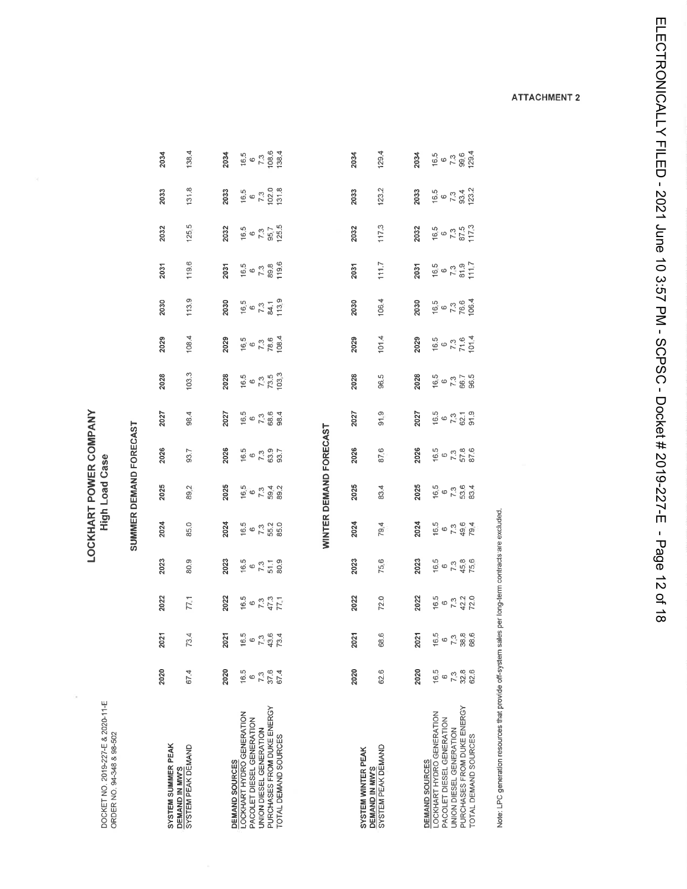DOCKET NO. 2019-227-E & 2020-11-E
ORDER NO. 94-348 & 98-502

ATTACHMENT 2

# LOCKHART POWER COMPANY
## High Load Case

### SUMMER DEMAND FORECAST

| SYSTEM SUMMER PEAK DEMAND IN MW'S | 2020 | 2021 | 2022 | 2023 | 2024 | 2025 | 2026 | 2027 | 2028 | 2029 | 2030 | 2031 | 2032 | 2033 | 2034 |
|---|---|---|---|---|---|---|---|---|---|---|---|---|---|---|---|
| SYSTEM PEAK DEMAND | 67.4 | 73.4 | 77.1 | 80.9 | 85.0 | 89.2 | 93.7 | 98.4 | 103.3 | 108.4 | 113.9 | 119.6 | 125.5 | 131.8 | 138.4 |

| DEMAND SOURCES | 2020 | 2021 | 2022 | 2023 | 2024 | 2025 | 2026 | 2027 | 2028 | 2029 | 2030 | 2031 | 2032 | 2033 | 2034 |
|---|---|---|---|---|---|---|---|---|---|---|---|---|---|---|---|
| LOCKHART HYDRO GENERATION | 16.5 | 16.5 | 16.5 | 16.5 | 16.5 | 16.5 | 16.5 | 16.5 | 16.5 | 16.5 | 16.5 | 16.5 | 16.5 | 16.5 | 16.5 |
| PACOLET DIESEL GENERATION | 6 | 6 | 6 | 6 | 6 | 6 | 6 | 6 | 6 | 6 | 6 | 6 | 6 | 6 | 6 |
| UNION DIESEL GENERATION | 7.3 | 7.3 | 7.3 | 7.3 | 7.3 | 7.3 | 7.3 | 7.3 | 7.3 | 7.3 | 7.3 | 7.3 | 7.3 | 7.3 | 7.3 |
| PURCHASES FROM DUKE ENERGY | 37.6 | 43.6 | 47.3 | 51.1 | 55.2 | 59.4 | 63.9 | 68.6 | 73.5 | 78.6 | 84.1 | 89.8 | 95.7 | 102.0 | 108.6 |
| TOTAL DEMAND SOURCES | 67.4 | 73.4 | 77.1 | 80.9 | 85.0 | 89.2 | 93.7 | 98.4 | 103.3 | 108.4 | 113.9 | 119.6 | 125.5 | 131.8 | 138.4 |

### WINTER DEMAND FORECAST

| SYSTEM WINTER PEAK DEMAND IN MW'S | 2020 | 2021 | 2022 | 2023 | 2024 | 2025 | 2026 | 2027 | 2028 | 2029 | 2030 | 2031 | 2032 | 2033 | 2034 |
|---|---|---|---|---|---|---|---|---|---|---|---|---|---|---|---|
| SYSTEM PEAK DEMAND | 62.6 | 68.6 | 72.0 | 75.6 | 79.4 | 83.4 | 87.6 | 91.9 | 96.5 | 101.4 | 106.4 | 111.7 | 117.3 | 123.2 | 129.4 |

| DEMAND SOURCES | 2020 | 2021 | 2022 | 2023 | 2024 | 2025 | 2026 | 2027 | 2028 | 2029 | 2030 | 2031 | 2032 | 2033 | 2034 |
|---|---|---|---|---|---|---|---|---|---|---|---|---|---|---|---|
| LOCKHART HYDRO GENERATION | 16.5 | 16.5 | 16.5 | 16.5 | 16.5 | 16.5 | 16.5 | 16.5 | 16.5 | 16.5 | 16.5 | 16.5 | 16.5 | 16.5 | 16.5 |
| PACOLET DIESEL GENERATION | 6 | 6 | 6 | 6 | 6 | 6 | 6 | 6 | 6 | 6 | 6 | 6 | 6 | 6 | 6 |
| UNION DIESEL GENERATION | 7.3 | 7.3 | 7.3 | 7.3 | 7.3 | 7.3 | 7.3 | 7.3 | 7.3 | 7.3 | 7.3 | 7.3 | 7.3 | 7.3 | 7.3 |
| PURCHASES FROM DUKE ENERGY | 32.8 | 38.8 | 42.2 | 45.8 | 49.6 | 53.6 | 57.8 | 62.1 | 66.7 | 71.6 | 76.6 | 81.9 | 87.5 | 93.4 | 99.6 |
| TOTAL DEMAND SOURCES | 62.6 | 68.6 | 72.0 | 75.6 | 79.4 | 83.4 | 87.6 | 91.9 | 96.5 | 101.4 | 106.4 | 111.7 | 117.3 | 123.2 | 129.4 |

Note: LPC generation resources that provide off-system sales per long-term contracts are excluded.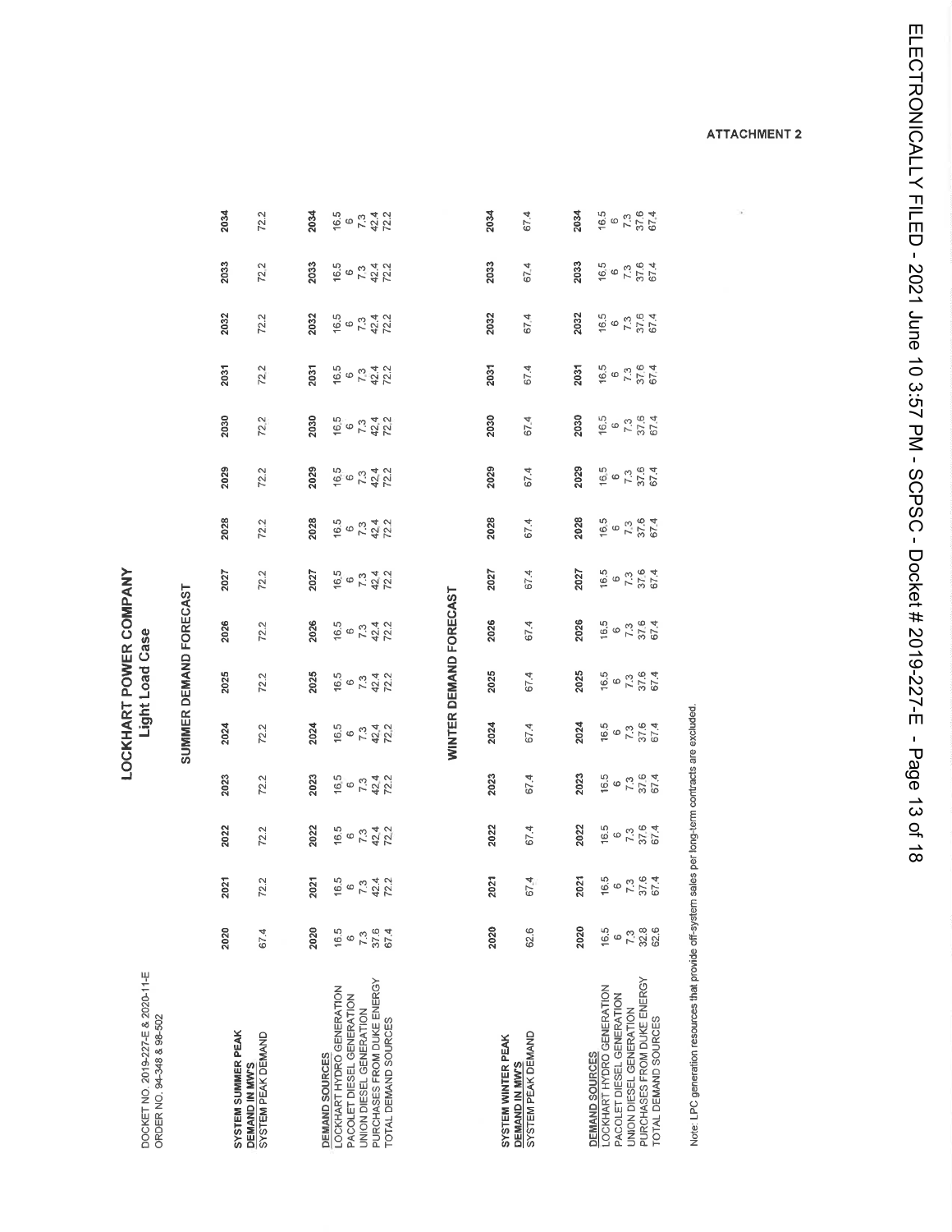DOCKET NO. 2019-227-E & 2020-11-E
ORDER NO. 94-348 & 98-502

ATTACHMENT 2

# LOCKHART POWER COMPANY
## Light Load Case

### SUMMER DEMAND FORECAST

| SYSTEM SUMMER PEAK DEMAND IN MW'S | 2020 | 2021 | 2022 | 2023 | 2024 | 2025 | 2026 | 2027 | 2028 | 2029 | 2030 | 2031 | 2032 | 2033 | 2034 |
|---|---|---|---|---|---|---|---|---|---|---|---|---|---|---|---|
| SYSTEM PEAK DEMAND | 67.4 | 72.2 | 72.2 | 72.2 | 72.2 | 72.2 | 72.2 | 72.2 | 72.2 | 72.2 | 72.2 | 72.2 | 72.2 | 72.2 | 72.2 |

| DEMAND SOURCES | 2020 | 2021 | 2022 | 2023 | 2024 | 2025 | 2026 | 2027 | 2028 | 2029 | 2030 | 2031 | 2032 | 2033 | 2034 |
|---|---|---|---|---|---|---|---|---|---|---|---|---|---|---|---|
| LOCKHART HYDRO GENERATION | 16.5 | 16.5 | 16.5 | 16.5 | 16.5 | 16.5 | 16.5 | 16.5 | 16.5 | 16.5 | 16.5 | 16.5 | 16.5 | 16.5 | 16.5 |
| PACOLET DIESEL GENERATION | 6 | 6 | 6 | 6 | 6 | 6 | 6 | 6 | 6 | 6 | 6 | 6 | 6 | 6 | 6 |
| UNION DIESEL GENERATION | 7.3 | 7.3 | 7.3 | 7.3 | 7.3 | 7.3 | 7.3 | 7.3 | 7.3 | 7.3 | 7.3 | 7.3 | 7.3 | 7.3 | 7.3 |
| PURCHASES FROM DUKE ENERGY | 37.6 | 42.4 | 42.4 | 42.4 | 42.4 | 42.4 | 42.4 | 42.4 | 42.4 | 42.4 | 42.4 | 42.4 | 42.4 | 42.4 | 42.4 |
| TOTAL DEMAND SOURCES | 67.4 | 72.2 | 72.2 | 72.2 | 72.2 | 72.2 | 72.2 | 72.2 | 72.2 | 72.2 | 72.2 | 72.2 | 72.2 | 72.2 | 72.2 |

### WINTER DEMAND FORECAST

| SYSTEM WINTER PEAK DEMAND IN MW'S | 2020 | 2021 | 2022 | 2023 | 2024 | 2025 | 2026 | 2027 | 2028 | 2029 | 2030 | 2031 | 2032 | 2033 | 2034 |
|---|---|---|---|---|---|---|---|---|---|---|---|---|---|---|---|
| SYSTEM PEAK DEMAND | 62.6 | 67.4 | 67.4 | 67.4 | 67.4 | 67.4 | 67.4 | 67.4 | 67.4 | 67.4 | 67.4 | 67.4 | 67.4 | 67.4 | 67.4 |

| DEMAND SOURCES | 2020 | 2021 | 2022 | 2023 | 2024 | 2025 | 2026 | 2027 | 2028 | 2029 | 2030 | 2031 | 2032 | 2033 | 2034 |
|---|---|---|---|---|---|---|---|---|---|---|---|---|---|---|---|
| LOCKHART HYDRO GENERATION | 16.5 | 16.5 | 16.5 | 16.5 | 16.5 | 16.5 | 16.5 | 16.5 | 16.5 | 16.5 | 16.5 | 16.5 | 16.5 | 16.5 | 16.5 |
| PACOLET DIESEL GENERATION | 6 | 6 | 6 | 6 | 6 | 6 | 6 | 6 | 6 | 6 | 6 | 6 | 6 | 6 | 6 |
| UNION DIESEL GENERATION | 7.3 | 7.3 | 7.3 | 7.3 | 7.3 | 7.3 | 7.3 | 7.3 | 7.3 | 7.3 | 7.3 | 7.3 | 7.3 | 7.3 | 7.3 |
| PURCHASES FROM DUKE ENERGY | 32.8 | 37.6 | 37.6 | 37.6 | 37.6 | 37.6 | 37.6 | 37.6 | 37.6 | 37.6 | 37.6 | 37.6 | 37.6 | 37.6 | 37.6 |
| TOTAL DEMAND SOURCES | 62.6 | 67.4 | 67.4 | 67.4 | 67.4 | 67.4 | 67.4 | 67.4 | 67.4 | 67.4 | 67.4 | 67.4 | 67.4 | 67.4 | 67.4 |

Note: LPC generation resources that provide off-system sales per long-term contracts are excluded.

ELECTRONICALLY FILED - 2021 June 10 3:57 PM - SCPSC - Docket # 2019-227-E - Page 13 of 18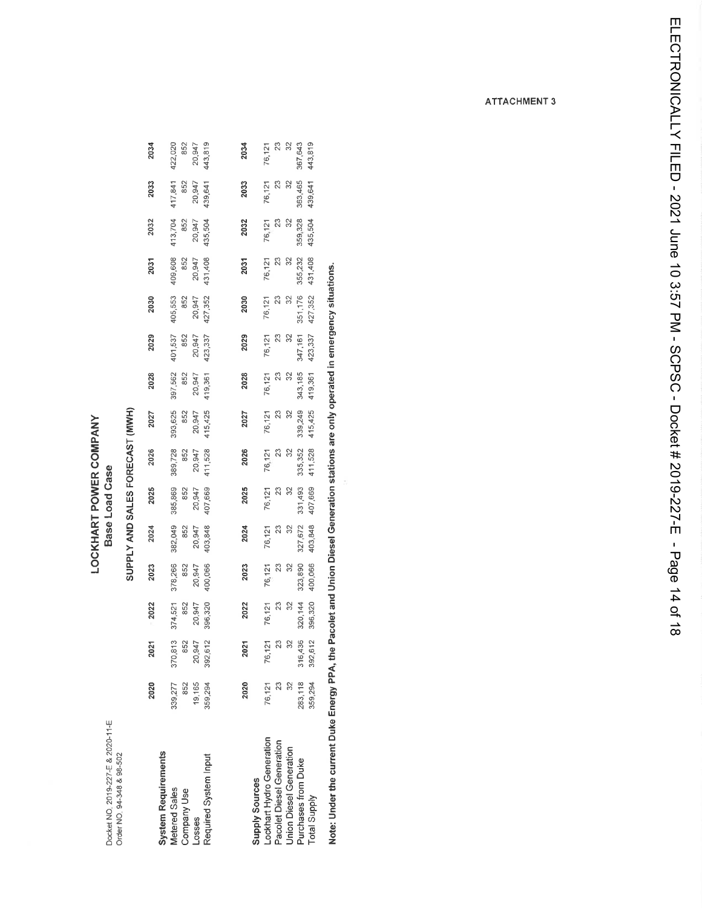Docket NO. 2019-227-E & 2020-11-E
Order NO. 94-348 & 98-502

ATTACHMENT 3

# LOCKHART POWER COMPANY

## Base Load Case

### SUPPLY AND SALES FORECAST (MWH)

| | 2020 | 2021 | 2022 | 2023 | 2024 | 2025 | 2026 | 2027 | 2028 | 2029 | 2030 | 2031 | 2032 | 2033 | 2034 |
|---|---|---|---|---|---|---|---|---|---|---|---|---|---|---|---|
| **System Requirements** | | | | | | | | | | | | | | | |
| Metered Sales | 339,277 | 370,813 | 374,521 | 378,266 | 382,049 | 385,869 | 389,728 | 393,625 | 397,562 | 401,537 | 405,553 | 409,608 | 413,704 | 417,841 | 422,020 |
| Company Use | 852 | 852 | 852 | 852 | 852 | 852 | 852 | 852 | 852 | 852 | 852 | 852 | 852 | 852 | 852 |
| Losses | 19,165 | 20,947 | 20,947 | 20,947 | 20,947 | 20,947 | 20,947 | 20,947 | 20,947 | 20,947 | 20,947 | 20,947 | 20,947 | 20,947 | 20,947 |
| Required System Input | 359,294 | 392,612 | 396,320 | 400,066 | 403,848 | 407,669 | 411,528 | 415,425 | 419,361 | 423,337 | 427,352 | 431,408 | 435,504 | 439,641 | 443,819 |

| | 2020 | 2021 | 2022 | 2023 | 2024 | 2025 | 2026 | 2027 | 2028 | 2029 | 2030 | 2031 | 2032 | 2033 | 2034 |
|---|---|---|---|---|---|---|---|---|---|---|---|---|---|---|---|
| **Supply Sources** | | | | | | | | | | | | | | | |
| Lockhart Hydro Generation | 76,121 | 76,121 | 76,121 | 76,121 | 76,121 | 76,121 | 76,121 | 76,121 | 76,121 | 76,121 | 76,121 | 76,121 | 76,121 | 76,121 | 76,121 |
| Pacolet Diesel Generation | 23 | 23 | 23 | 23 | 23 | 23 | 23 | 23 | 23 | 23 | 23 | 23 | 23 | 23 | 23 |
| Union Diesel Generation | 32 | 32 | 32 | 32 | 32 | 32 | 32 | 32 | 32 | 32 | 32 | 32 | 32 | 32 | 32 |
| Purchases from Duke | 283,118 | 316,436 | 320,144 | 323,890 | 327,672 | 331,493 | 335,352 | 339,249 | 343,185 | 347,161 | 351,176 | 355,232 | 359,328 | 363,465 | 367,643 |
| Total Supply | 359,294 | 392,612 | 396,320 | 400,066 | 403,848 | 407,669 | 411,528 | 415,425 | 419,361 | 423,337 | 427,352 | 431,408 | 435,504 | 439,641 | 443,819 |

**Note: Under the current Duke Energy PPA, the Pacolet and Union Diesel Generation stations are only operated in emergency situations.**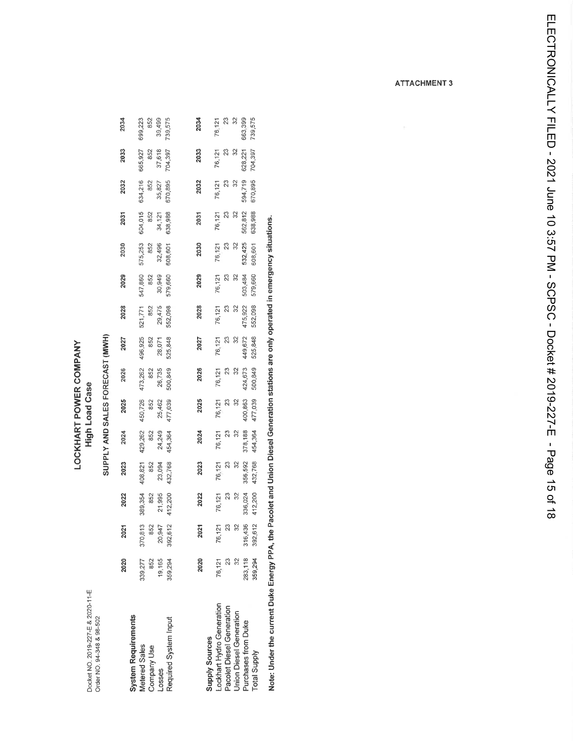Docket NO. 2019-227-E & 2020-11-E
Order NO. 94-348 & 98-502

ATTACHMENT 3

# LOCKHART POWER COMPANY

## High Load Case

### SUPPLY AND SALES FORECAST (MWH)

| | 2020 | 2021 | 2022 | 2023 | 2024 | 2025 | 2026 | 2027 | 2028 | 2029 | 2030 | 2031 | 2032 | 2033 | 2034 |
|---|---|---|---|---|---|---|---|---|---|---|---|---|---|---|---|
| **System Requirements** | | | | | | | | | | | | | | | |
| Metered Sales | 339,277 | 370,813 | 389,354 | 408,821 | 429,262 | 450,726 | 473,262 | 496,925 | 521,771 | 547,860 | 575,253 | 604,015 | 634,216 | 665,927 | 699,223 |
| Company Use | 852 | 852 | 852 | 852 | 852 | 852 | 852 | 852 | 852 | 852 | 852 | 852 | 852 | 852 | 852 |
| Losses | 19,165 | 20,947 | 21,995 | 23,094 | 24,249 | 25,462 | 26,735 | 28,071 | 29,475 | 30,949 | 32,496 | 34,121 | 35,827 | 37,618 | 39,499 |
| Required System Input | 359,294 | 392,612 | 412,200 | 432,768 | 454,364 | 477,039 | 500,849 | 525,848 | 552,098 | 579,660 | 608,601 | 638,988 | 670,895 | 704,397 | 739,575 |

| | 2020 | 2021 | 2022 | 2023 | 2024 | 2025 | 2026 | 2027 | 2028 | 2029 | 2030 | 2031 | 2032 | 2033 | 2034 |
|---|---|---|---|---|---|---|---|---|---|---|---|---|---|---|---|
| **Supply Sources** | | | | | | | | | | | | | | | |
| Lockhart Hydro Generation | 76,121 | 76,121 | 76,121 | 76,121 | 76,121 | 76,121 | 76,121 | 76,121 | 76,121 | 76,121 | 76,121 | 76,121 | 76,121 | 76,121 | 76,121 |
| Pacolet Diesel Generation | 23 | 23 | 23 | 23 | 23 | 23 | 23 | 23 | 23 | 23 | 23 | 23 | 23 | 23 | 23 |
| Union Diesel Generation | 32 | 32 | 32 | 32 | 32 | 32 | 32 | 32 | 32 | 32 | 32 | 32 | 32 | 32 | 32 |
| Purchases from Duke | 283,118 | 316,436 | 336,024 | 356,592 | 378,188 | 400,863 | 424,673 | 449,672 | 475,922 | 503,484 | 532,425 | 562,812 | 594,719 | 628,221 | 663,399 |
| Total Supply | 359,294 | 392,612 | 412,200 | 432,768 | 454,364 | 477,039 | 500,849 | 525,848 | 552,098 | 579,660 | 608,601 | 638,988 | 670,895 | 704,397 | 739,575 |

**Note: Under the current Duke Energy PPA, the Pacolet and Union Diesel Generation stations are only operated in emergency situations.**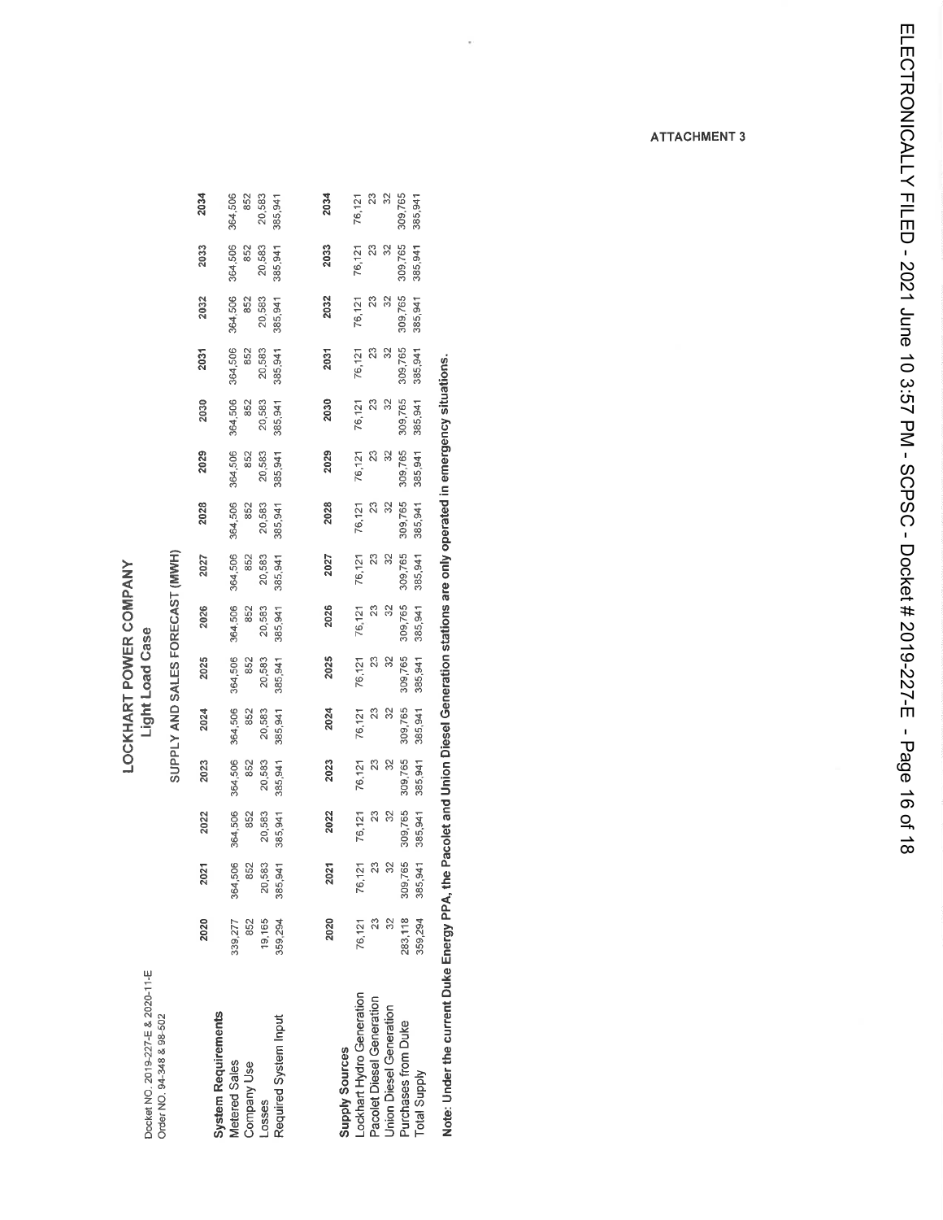Docket NO. 2019-227-E & 2020-11-E
Order NO. 94-348 & 98-502

ATTACHMENT 3

# LOCKHART POWER COMPANY

## Light Load Case

### SUPPLY AND SALES FORECAST (MWH)

| System Requirements | 2020 | 2021 | 2022 | 2023 | 2024 | 2025 | 2026 | 2027 | 2028 | 2029 | 2030 | 2031 | 2032 | 2033 | 2034 |
|---|---|---|---|---|---|---|---|---|---|---|---|---|---|---|---|
| Metered Sales | 339,277 | 364,506 | 364,506 | 364,506 | 364,506 | 364,506 | 364,506 | 364,506 | 364,506 | 364,506 | 364,506 | 364,506 | 364,506 | 364,506 | 364,506 |
| Company Use | 852 | 852 | 852 | 852 | 852 | 852 | 852 | 852 | 852 | 852 | 852 | 852 | 852 | 852 | 852 |
| Losses | 19,165 | 20,583 | 20,583 | 20,583 | 20,583 | 20,583 | 20,583 | 20,583 | 20,583 | 20,583 | 20,583 | 20,583 | 20,583 | 20,583 | 20,583 |
| Required System Input | 359,294 | 385,941 | 385,941 | 385,941 | 385,941 | 385,941 | 385,941 | 385,941 | 385,941 | 385,941 | 385,941 | 385,941 | 385,941 | 385,941 | 385,941 |

| Supply Sources | 2020 | 2021 | 2022 | 2023 | 2024 | 2025 | 2026 | 2027 | 2028 | 2029 | 2030 | 2031 | 2032 | 2033 | 2034 |
|---|---|---|---|---|---|---|---|---|---|---|---|---|---|---|---|
| Lockhart Hydro Generation | 76,121 | 76,121 | 76,121 | 76,121 | 76,121 | 76,121 | 76,121 | 76,121 | 76,121 | 76,121 | 76,121 | 76,121 | 76,121 | 76,121 | 76,121 |
| Pacolet Diesel Generation | 23 | 23 | 23 | 23 | 23 | 23 | 23 | 23 | 23 | 23 | 23 | 23 | 23 | 23 | 23 |
| Union Diesel Generation | 32 | 32 | 32 | 32 | 32 | 32 | 32 | 32 | 32 | 32 | 32 | 32 | 32 | 32 | 32 |
| Purchases from Duke | 283,118 | 309,765 | 309,765 | 309,765 | 309,765 | 309,765 | 309,765 | 309,765 | 309,765 | 309,765 | 309,765 | 309,765 | 309,765 | 309,765 | 309,765 |
| Total Supply | 359,294 | 385,941 | 385,941 | 385,941 | 385,941 | 385,941 | 385,941 | 385,941 | 385,941 | 385,941 | 385,941 | 385,941 | 385,941 | 385,941 | 385,941 |

**Note: Under the current Duke Energy PPA, the Pacolet and Union Diesel Generation stations are only operated in emergency situations.**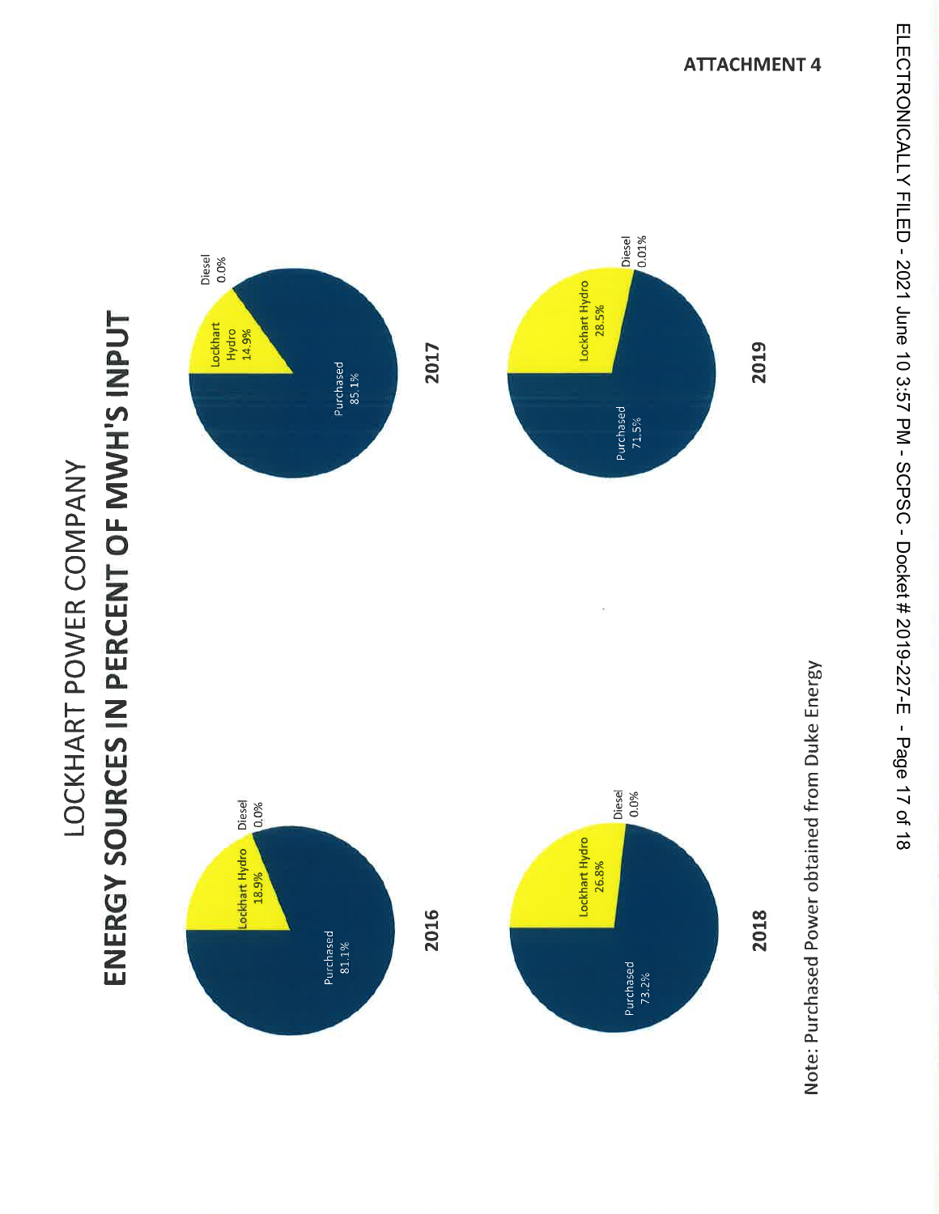ATTACHMENT 4

# LOCKHART POWER COMPANY

## ENERGY SOURCES IN PERCENT OF MWH'S INPUT

**2016**

| Source | Percent |
| --- | --- |
| Purchased | 81.1% |
| Lockhart Hydro | 18.9% |
| Diesel | 0.0% |

**2017**

| Source | Percent |
| --- | --- |
| Purchased | 85.1% |
| Lockhart Hydro | 14.9% |
| Diesel | 0.0% |

**2018**

| Source | Percent |
| --- | --- |
| Purchased | 73.2% |
| Lockhart Hydro | 26.8% |
| Diesel | 0.0% |

**2019**

| Source | Percent |
| --- | --- |
| Purchased | 71.5% |
| Lockhart Hydro | 28.5% |
| Diesel | 0.01% |

Note: Purchased Power obtained from Duke Energy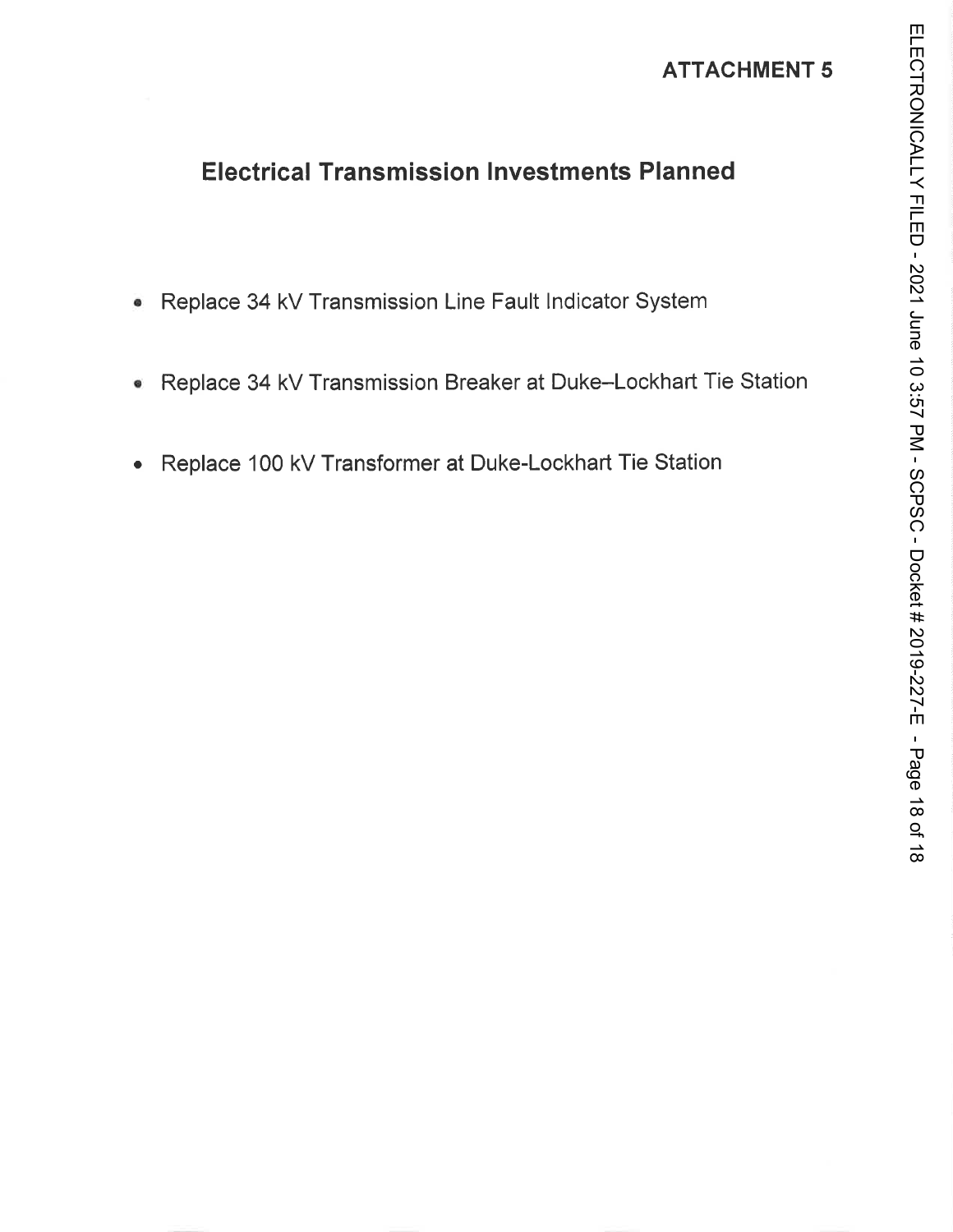**ATTACHMENT 5**

## Electrical Transmission Investments Planned

- Replace 34 kV Transmission Line Fault Indicator System
- Replace 34 kV Transmission Breaker at Duke–Lockhart Tie Station
- Replace 100 kV Transformer at Duke-Lockhart Tie Station